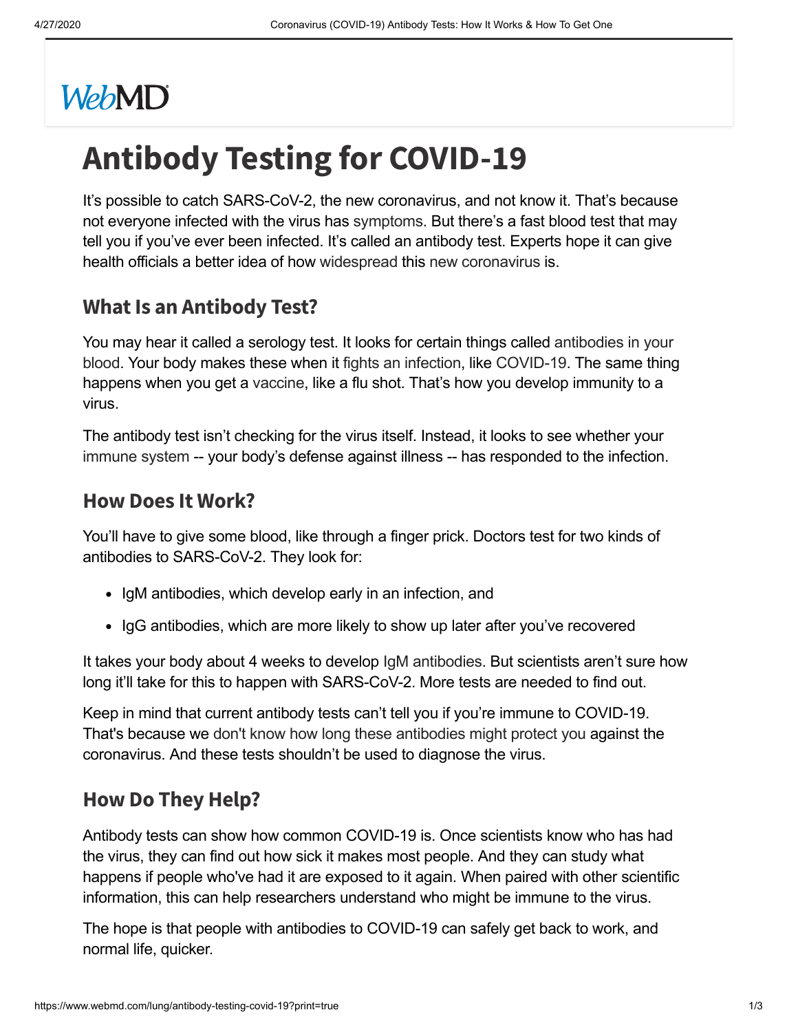WebMD

# Antibody Testing for COVID-19

It's possible to catch SARS-CoV-2, the new coronavirus, and not know it. That's because not everyone infected with the virus has symptoms. But there's a fast blood test that may tell you if you've ever been infected. It's called an antibody test. Experts hope it can give health officials a better idea of how widespread this new coronavirus is.

## What Is an Antibody Test?

You may hear it called a serology test. It looks for certain things called antibodies in your blood. Your body makes these when it fights an infection, like COVID-19. The same thing happens when you get a vaccine, like a flu shot. That's how you develop immunity to a virus.

The antibody test isn't checking for the virus itself. Instead, it looks to see whether your immune system -- your body's defense against illness -- has responded to the infection.

## How Does It Work?

You'll have to give some blood, like through a finger prick. Doctors test for two kinds of antibodies to SARS-CoV-2. They look for:

- IgM antibodies, which develop early in an infection, and
- IgG antibodies, which are more likely to show up later after you've recovered

It takes your body about 4 weeks to develop IgM antibodies. But scientists aren't sure how long it'll take for this to happen with SARS-CoV-2. More tests are needed to find out.

Keep in mind that current antibody tests can't tell you if you're immune to COVID-19. That's because we don't know how long these antibodies might protect you against the coronavirus. And these tests shouldn't be used to diagnose the virus.

## How Do They Help?

Antibody tests can show how common COVID-19 is. Once scientists know who has had the virus, they can find out how sick it makes most people. And they can study what happens if people who've had it are exposed to it again. When paired with other scientific information, this can help researchers understand who might be immune to the virus.

The hope is that people with antibodies to COVID-19 can safely get back to work, and normal life, quicker.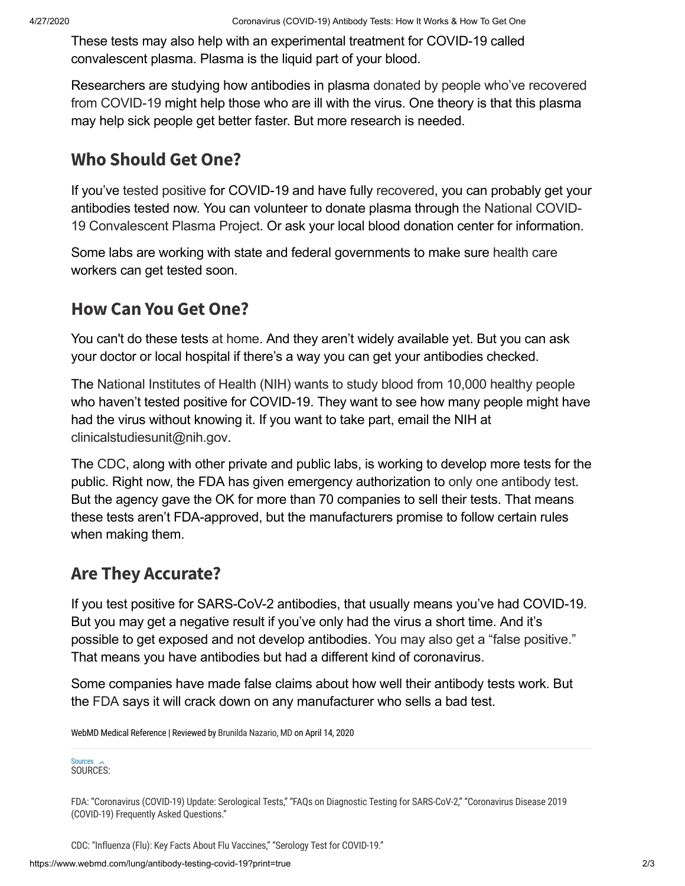These tests may also help with an experimental treatment for COVID-19 called convalescent plasma. Plasma is the liquid part of your blood.

Researchers are studying how antibodies in plasma donated by people who've recovered from COVID-19 might help those who are ill with the virus. One theory is that this plasma may help sick people get better faster. But more research is needed.

## Who Should Get One?

If you've tested positive for COVID-19 and have fully recovered, you can probably get your antibodies tested now. You can volunteer to donate plasma through the National COVID-19 Convalescent Plasma Project. Or ask your local blood donation center for information.

Some labs are working with state and federal governments to make sure health care workers can get tested soon.

## How Can You Get One?

You can't do these tests at home. And they aren't widely available yet. But you can ask your doctor or local hospital if there's a way you can get your antibodies checked.

The National Institutes of Health (NIH) wants to study blood from 10,000 healthy people who haven't tested positive for COVID-19. They want to see how many people might have had the virus without knowing it. If you want to take part, email the NIH at clinicalstudiesunit@nih.gov.

The CDC, along with other private and public labs, is working to develop more tests for the public. Right now, the FDA has given emergency authorization to only one antibody test. But the agency gave the OK for more than 70 companies to sell their tests. That means these tests aren't FDA-approved, but the manufacturers promise to follow certain rules when making them.

## Are They Accurate?

If you test positive for SARS-CoV-2 antibodies, that usually means you've had COVID-19. But you may get a negative result if you've only had the virus a short time. And it's possible to get exposed and not develop antibodies. You may also get a "false positive." That means you have antibodies but had a different kind of coronavirus.

Some companies have made false claims about how well their antibody tests work. But the FDA says it will crack down on any manufacturer who sells a bad test.

WebMD Medical Reference | Reviewed by Brunilda Nazario, MD on April 14, 2020

Sources
SOURCES:

FDA: "Coronavirus (COVID-19) Update: Serological Tests," "FAQs on Diagnostic Testing for SARS-CoV-2," "Coronavirus Disease 2019 (COVID-19) Frequently Asked Questions."

CDC: "Influenza (Flu): Key Facts About Flu Vaccines," "Serology Test for COVID-19."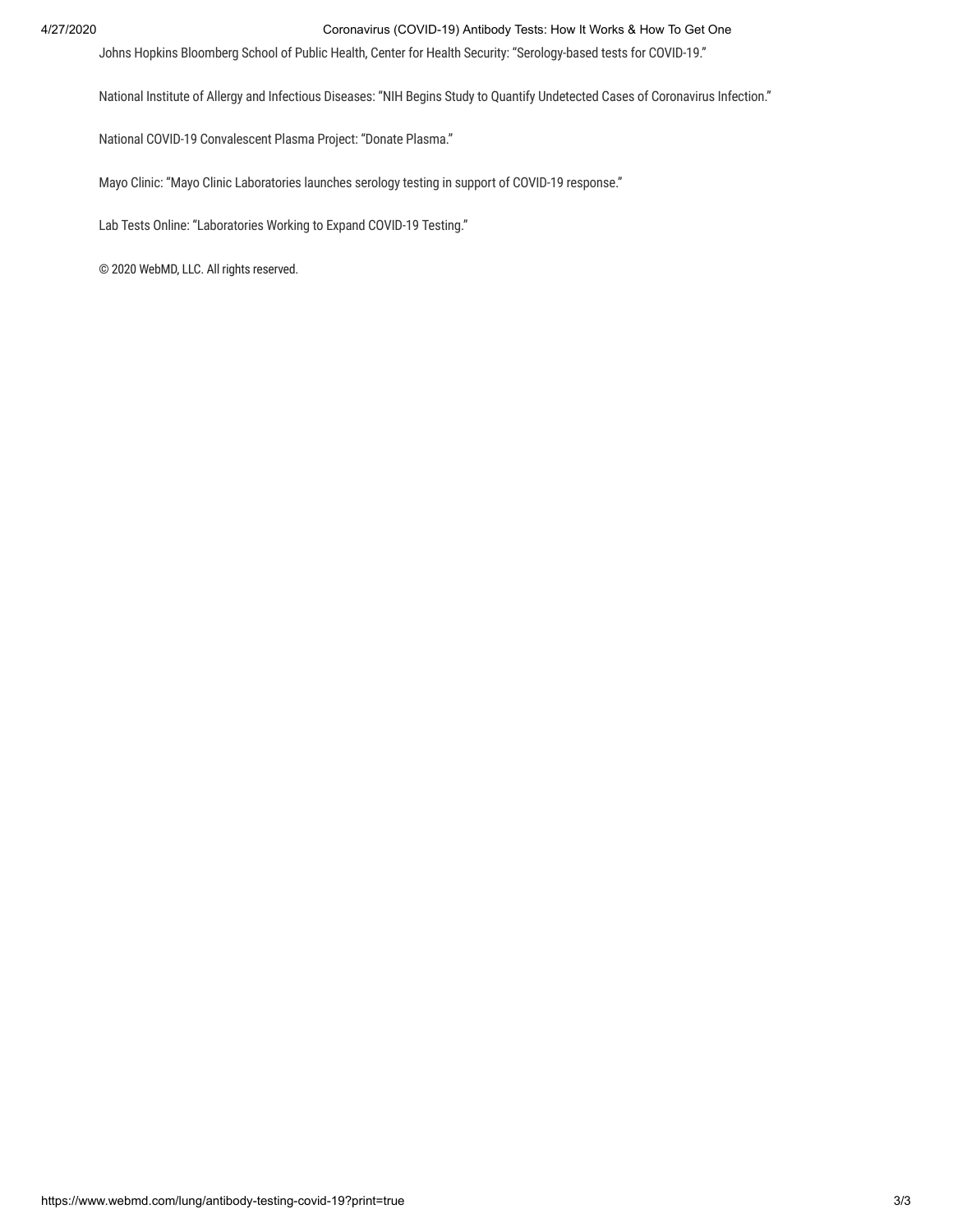Johns Hopkins Bloomberg School of Public Health, Center for Health Security: "Serology-based tests for COVID-19."

National Institute of Allergy and Infectious Diseases: "NIH Begins Study to Quantify Undetected Cases of Coronavirus Infection."

National COVID-19 Convalescent Plasma Project: "Donate Plasma."

Mayo Clinic: "Mayo Clinic Laboratories launches serology testing in support of COVID-19 response."

Lab Tests Online: "Laboratories Working to Expand COVID-19 Testing."

© 2020 WebMD, LLC. All rights reserved.